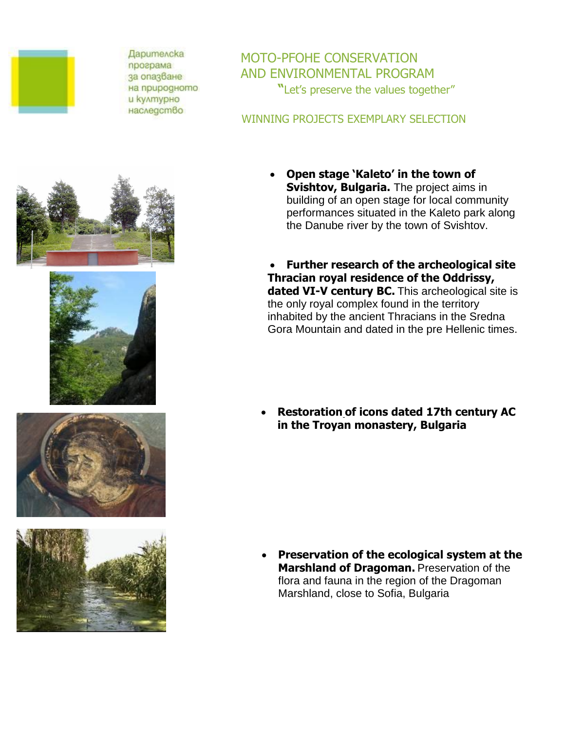Дарителска
програма
за опазване
на природното
и културно
наследство

# MOTO-PFOHE CONSERVATION AND ENVIRONMENTAL PROGRAM

"Let's preserve the values together"

## WINNING PROJECTS EXEMPLARY SELECTION

- **Open stage 'Kaleto' in the town of Svishtov, Bulgaria.** The project aims in building of an open stage for local community performances situated in the Kaleto park along the Danube river by the town of Svishtov.

- **Further research of the archeological site Thracian royal residence of the Oddrissy, dated VI-V century BC.** This archeological site is the only royal complex found in the territory inhabited by the ancient Thracians in the Sredna Gora Mountain and dated in the pre Hellenic times.

- **Restoration of icons dated 17th century AC in the Troyan monastery, Bulgaria**

- **Preservation of the ecological system at the Marshland of Dragoman.** Preservation of the flora and fauna in the region of the Dragoman Marshland, close to Sofia, Bulgaria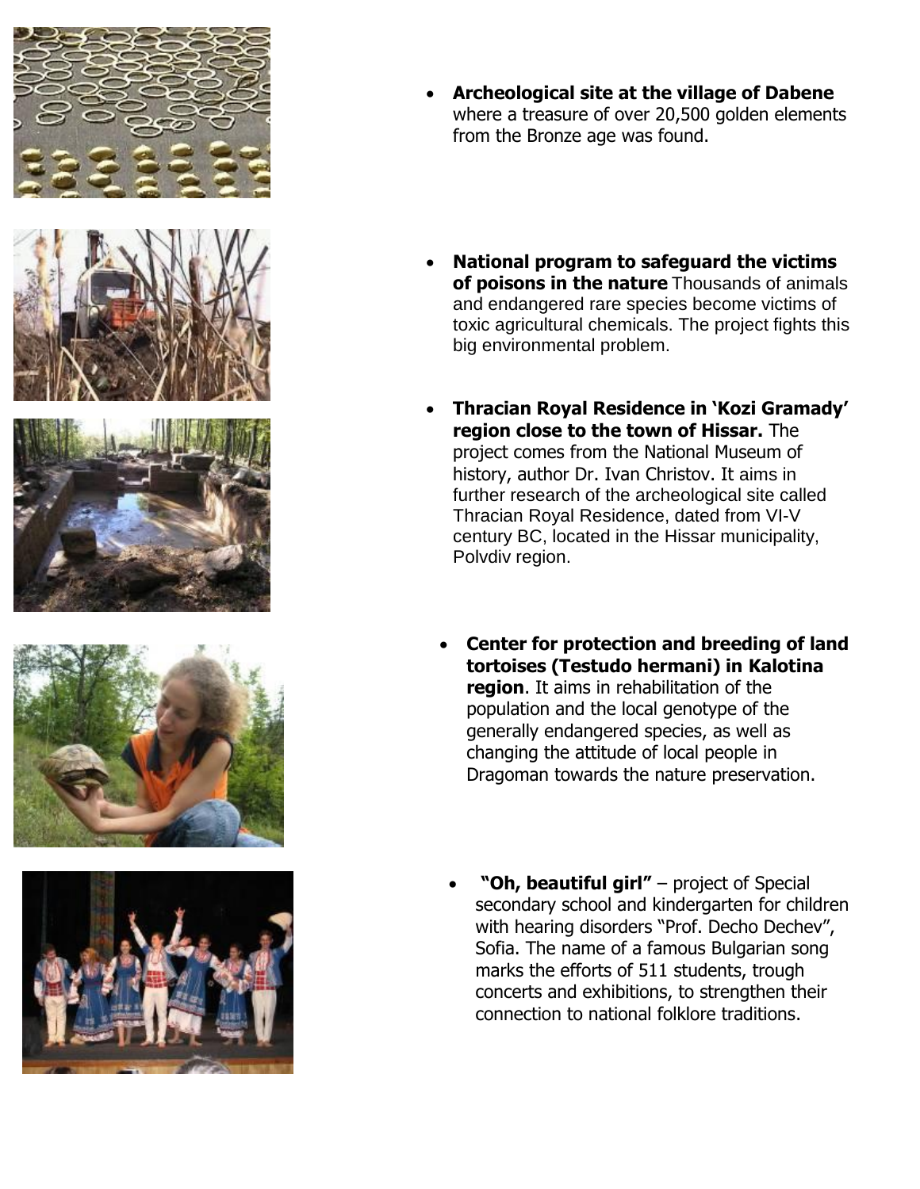- **Archeological site at the village of Dabene** where a treasure of over 20,500 golden elements from the Bronze age was found.

- **National program to safeguard the victims of poisons in the nature** Thousands of animals and endangered rare species become victims of toxic agricultural chemicals. The project fights this big environmental problem.

- **Thracian Royal Residence in 'Kozi Gramady' region close to the town of Hissar.** The project comes from the National Museum of history, author Dr. Ivan Christov. It aims in further research of the archeological site called Thracian Royal Residence, dated from VI-V century BC, located in the Hissar municipality, Polvdiv region.

- **Center for protection and breeding of land tortoises (Testudo hermani) in Kalotina region**. It aims in rehabilitation of the population and the local genotype of the generally endangered species, as well as changing the attitude of local people in Dragoman towards the nature preservation.

- **"Oh, beautiful girl"** – project of Special secondary school and kindergarten for children with hearing disorders "Prof. Decho Dechev", Sofia. The name of a famous Bulgarian song marks the efforts of 511 students, trough concerts and exhibitions, to strengthen their connection to national folklore traditions.